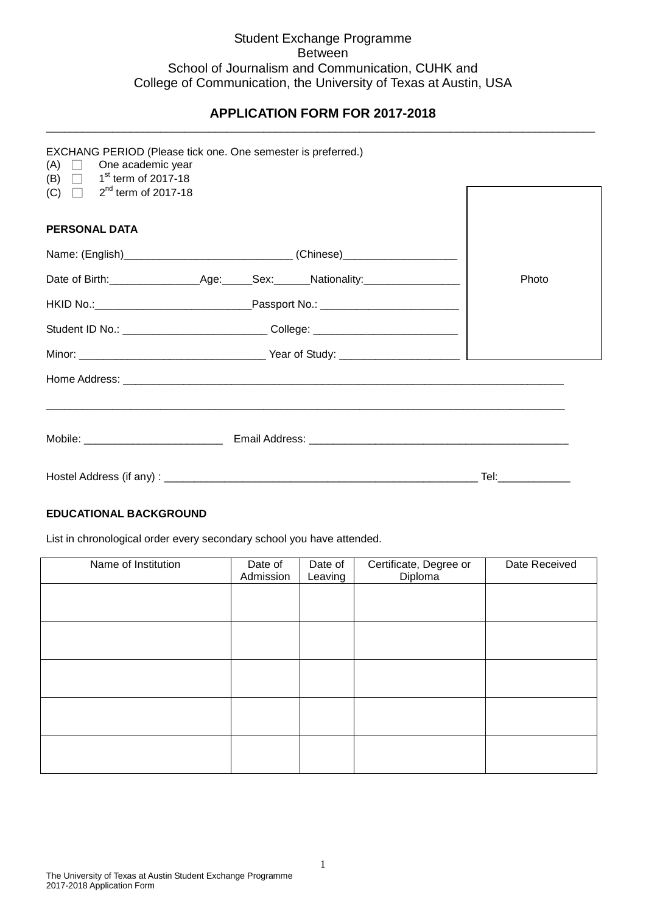Student Exchange Programme
Between
School of Journalism and Communication, CUHK and
College of Communication, the University of Texas at Austin, USA

# APPLICATION FORM FOR 2017-2018

EXCHANG PERIOD (Please tick one. One semester is preferred.)

(A) ☐ One academic year
(B) ☐ 1st term of 2017-18
(C) ☐ 2nd term of 2017-18

Photo

## PERSONAL DATA

Name: (English)____________________________ (Chinese)___________________

Date of Birth:_______________Age:_____Sex:______Nationality:________________

HKID No.:__________________________Passport No.: _______________________

Student ID No.: _______________________ College: ________________________

Minor: ______________________________ Year of Study: ____________________

Home Address: _____________________________________________________________________________

_____________________________________________________________________________

Mobile: _______________________ Email Address: __________________________________________

Hostel Address (if any) : ___________________________________________________ Tel:____________

## EDUCATIONAL BACKGROUND

List in chronological order every secondary school you have attended.

| Name of Institution | Date of Admission | Date of Leaving | Certificate, Degree or Diploma | Date Received |
|---|---|---|---|---|
| | | | | |
| | | | | |
| | | | | |
| | | | | |
| | | | | |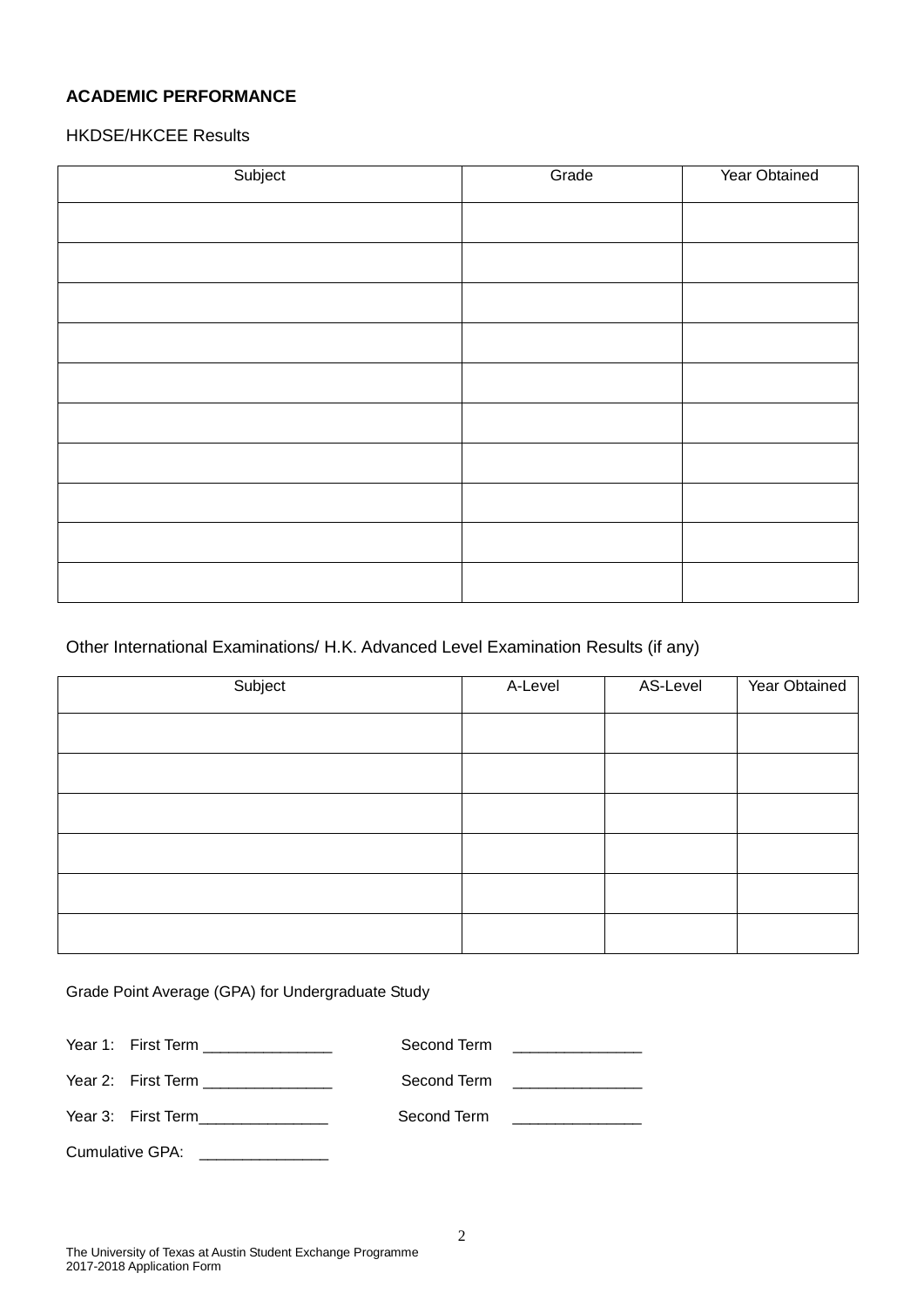**ACADEMIC PERFORMANCE**

HKDSE/HKCEE Results

| Subject | Grade | Year Obtained |
|---|---|---|
| | | |
| | | |
| | | |
| | | |
| | | |
| | | |
| | | |
| | | |
| | | |
| | | |

Other International Examinations/ H.K. Advanced Level Examination Results (if any)

| Subject | A-Level | AS-Level | Year Obtained |
|---|---|---|---|
| | | | |
| | | | |
| | | | |
| | | | |
| | | | |
| | | | |

Grade Point Average (GPA) for Undergraduate Study

Year 1: First Term _______________ Second Term _______________

Year 2: First Term _______________ Second Term _______________

Year 3: First Term_______________ Second Term _______________

Cumulative GPA: _______________

The University of Texas at Austin Student Exchange Programme
2017-2018 Application Form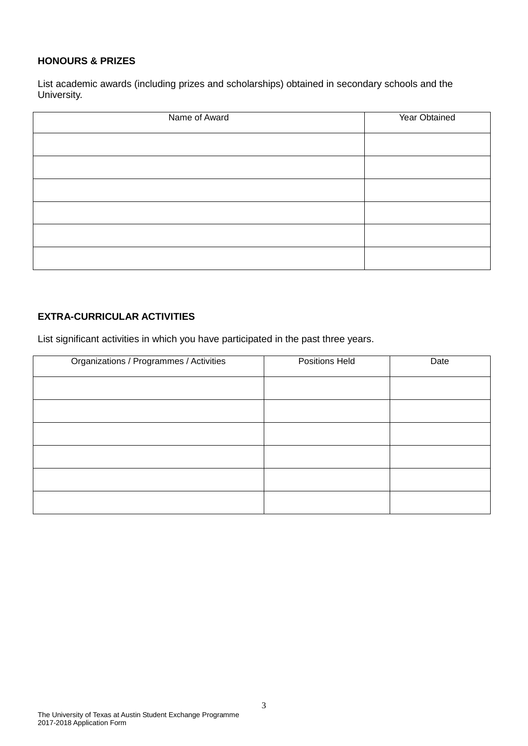**HONOURS & PRIZES**

List academic awards (including prizes and scholarships) obtained in secondary schools and the University.

| Name of Award | Year Obtained |
| --- | --- |
| | |
| | |
| | |
| | |
| | |
| | |

**EXTRA-CURRICULAR ACTIVITIES**

List significant activities in which you have participated in the past three years.

| Organizations / Programmes / Activities | Positions Held | Date |
| --- | --- | --- |
| | | |
| | | |
| | | |
| | | |
| | | |
| | | |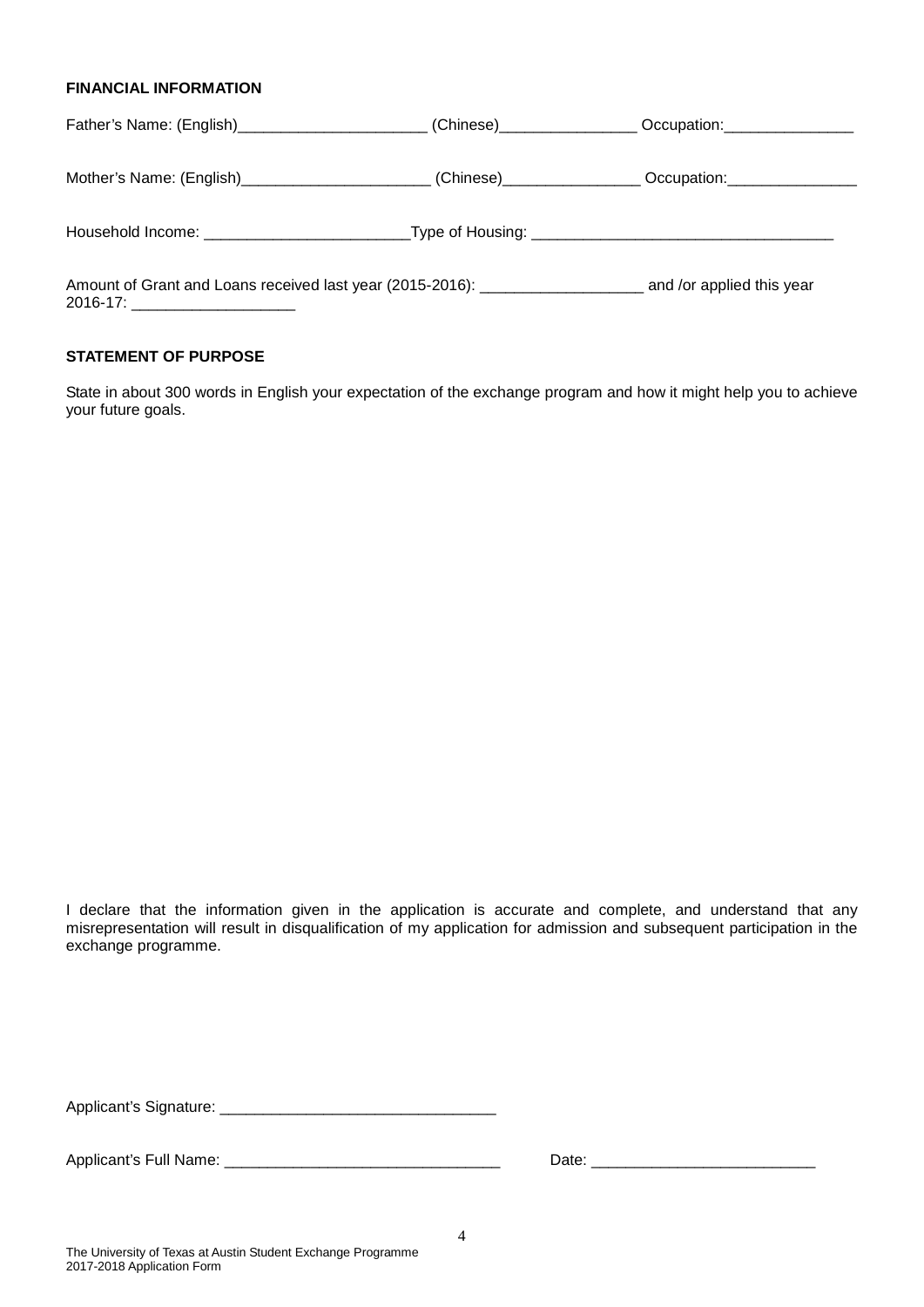**FINANCIAL INFORMATION**

Father's Name: (English)______________________ (Chinese)________________ Occupation:_______________

Mother's Name: (English)______________________ (Chinese)________________ Occupation:_______________

Household Income: ________________________Type of Housing: ___________________________________

Amount of Grant and Loans received last year (2015-2016): ___________________ and /or applied this year 2016-17: ___________________

**STATEMENT OF PURPOSE**

State in about 300 words in English your expectation of the exchange program and how it might help you to achieve your future goals.

I declare that the information given in the application is accurate and complete, and understand that any misrepresentation will result in disqualification of my application for admission and subsequent participation in the exchange programme.

Applicant's Signature: ________________________________

Applicant's Full Name: ________________________________ Date: __________________________